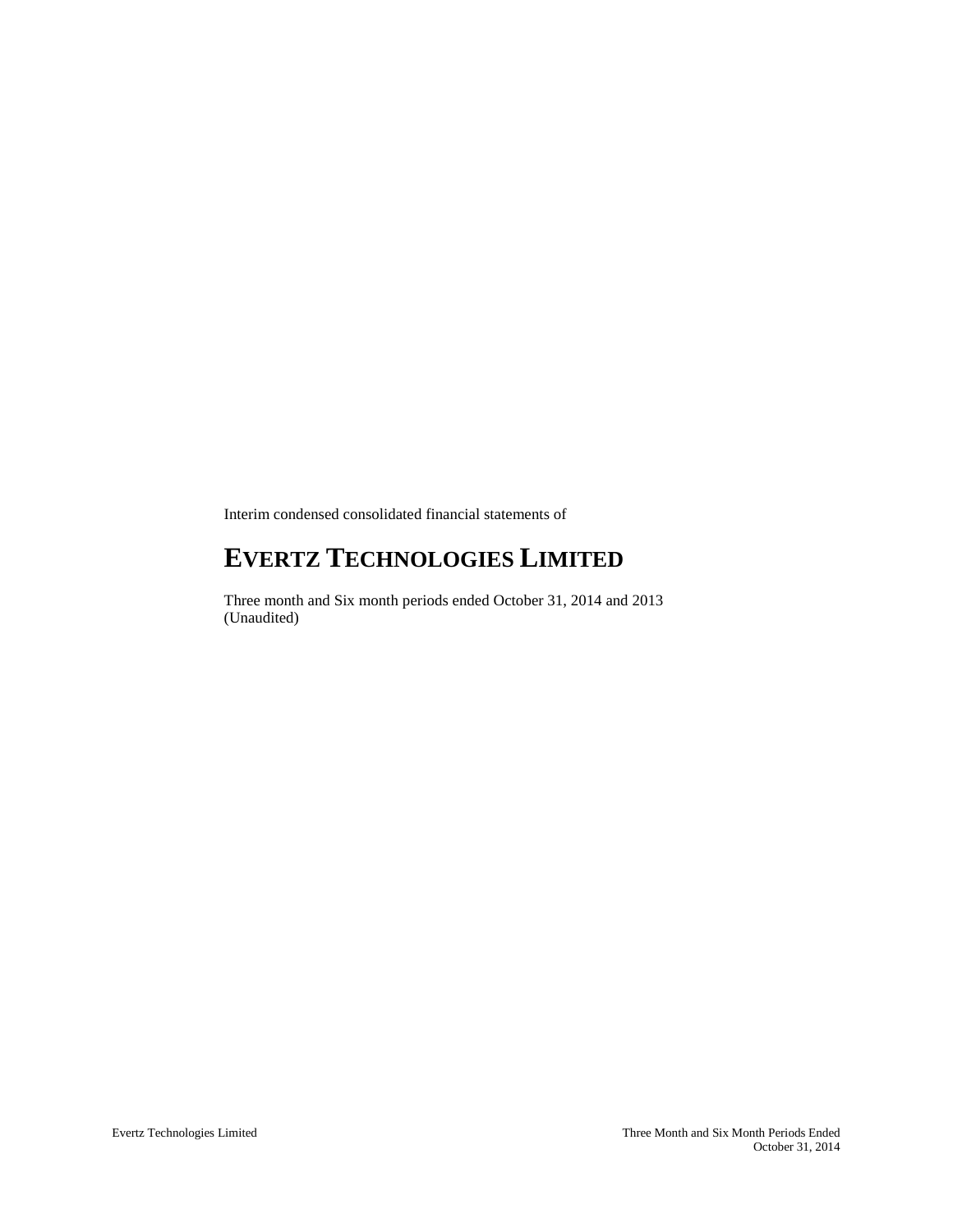Interim condensed consolidated financial statements of

# EVERTZ TECHNOLOGIES LIMITED

Three month and Six month periods ended October 31, 2014 and 2013
(Unaudited)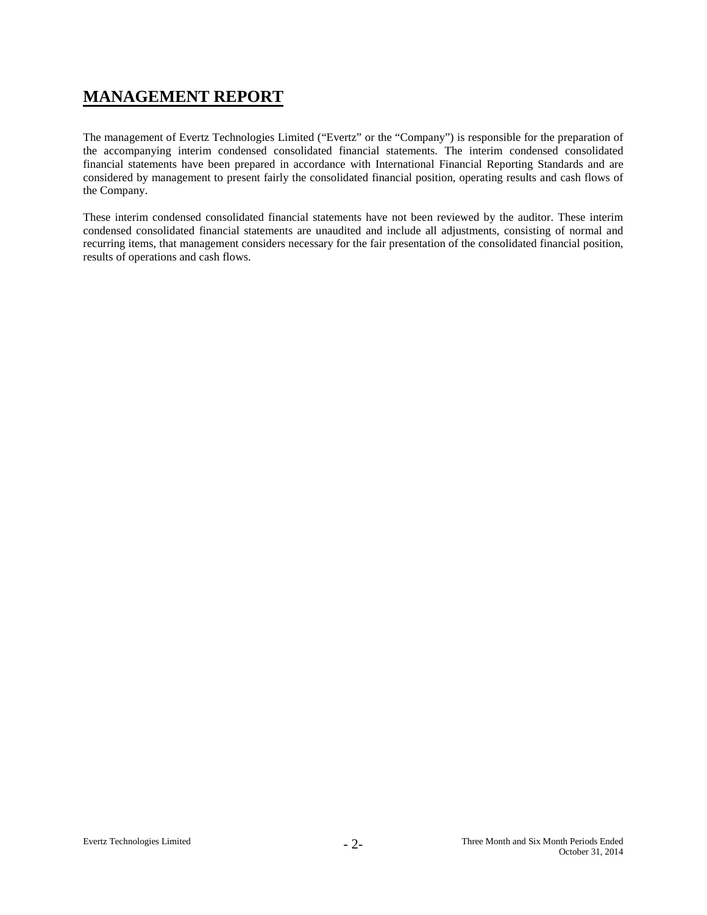# MANAGEMENT REPORT

The management of Evertz Technologies Limited ("Evertz" or the "Company") is responsible for the preparation of the accompanying interim condensed consolidated financial statements. The interim condensed consolidated financial statements have been prepared in accordance with International Financial Reporting Standards and are considered by management to present fairly the consolidated financial position, operating results and cash flows of the Company.

These interim condensed consolidated financial statements have not been reviewed by the auditor. These interim condensed consolidated financial statements are unaudited and include all adjustments, consisting of normal and recurring items, that management considers necessary for the fair presentation of the consolidated financial position, results of operations and cash flows.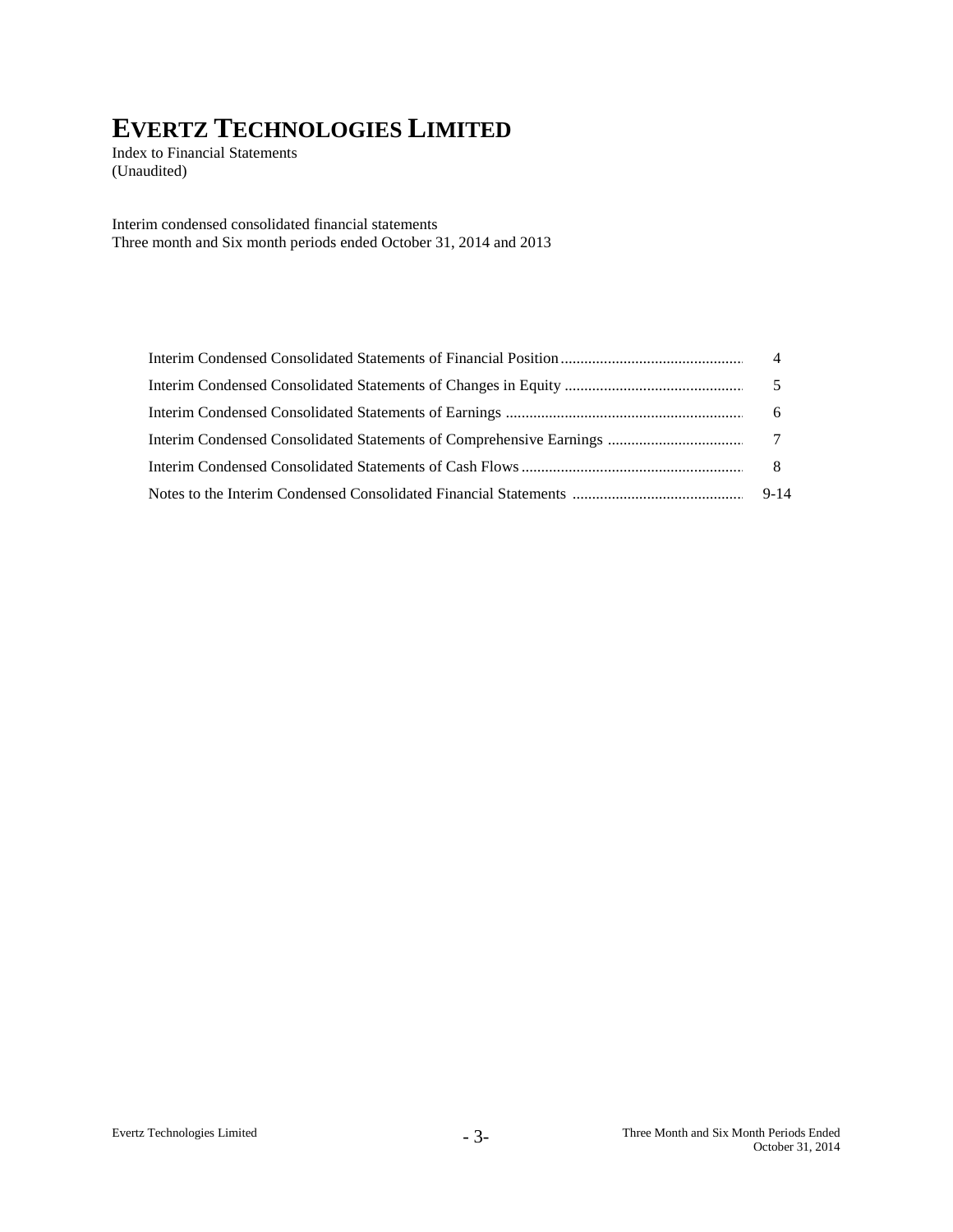# EVERTZ TECHNOLOGIES LIMITED

Index to Financial Statements
(Unaudited)

Interim condensed consolidated financial statements
Three month and Six month periods ended October 31, 2014 and 2013

| | |
|---|---|
| Interim Condensed Consolidated Statements of Financial Position | 4 |
| Interim Condensed Consolidated Statements of Changes in Equity | 5 |
| Interim Condensed Consolidated Statements of Earnings | 6 |
| Interim Condensed Consolidated Statements of Comprehensive Earnings | 7 |
| Interim Condensed Consolidated Statements of Cash Flows | 8 |
| Notes to the Interim Condensed Consolidated Financial Statements | 9-14 |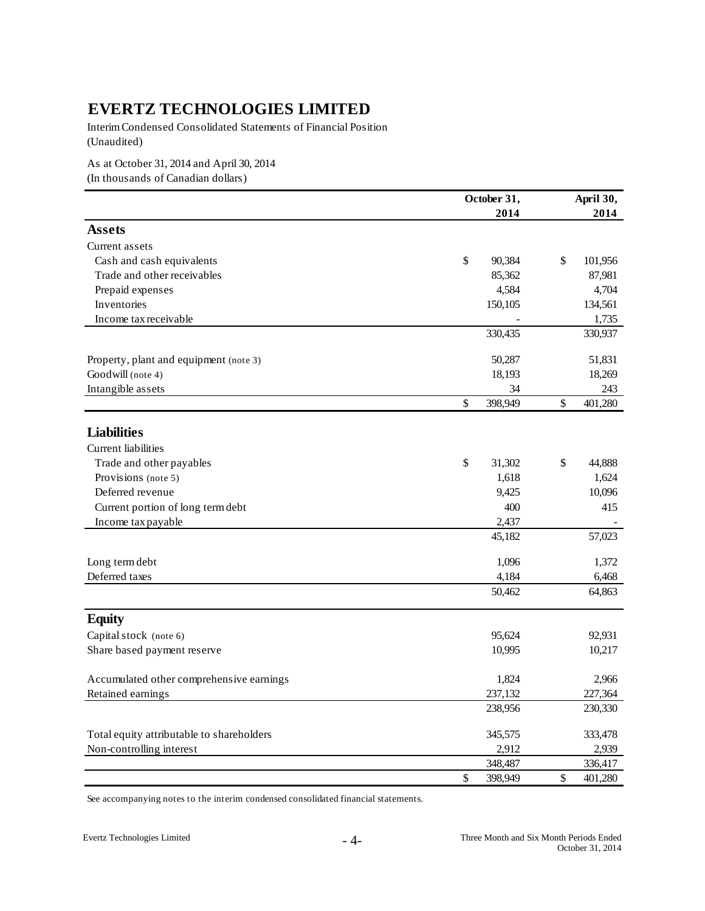# EVERTZ TECHNOLOGIES LIMITED

Interim Condensed Consolidated Statements of Financial Position
(Unaudited)

As at October 31, 2014 and April 30, 2014
(In thousands of Canadian dollars)

| | October 31, 2014 | April 30, 2014 |
|---|---|---|
| **Assets** | | |
| Current assets | | |
| Cash and cash equivalents | $ 90,384 | $ 101,956 |
| Trade and other receivables | 85,362 | 87,981 |
| Prepaid expenses | 4,584 | 4,704 |
| Inventories | 150,105 | 134,561 |
| Income tax receivable | - | 1,735 |
| | 330,435 | 330,937 |
| Property, plant and equipment (note 3) | 50,287 | 51,831 |
| Goodwill (note 4) | 18,193 | 18,269 |
| Intangible assets | 34 | 243 |
| | $ 398,949 | $ 401,280 |
| **Liabilities** | | |
| Current liabilities | | |
| Trade and other payables | $ 31,302 | $ 44,888 |
| Provisions (note 5) | 1,618 | 1,624 |
| Deferred revenue | 9,425 | 10,096 |
| Current portion of long term debt | 400 | 415 |
| Income tax payable | 2,437 | - |
| | 45,182 | 57,023 |
| Long term debt | 1,096 | 1,372 |
| Deferred taxes | 4,184 | 6,468 |
| | 50,462 | 64,863 |
| **Equity** | | |
| Capital stock (note 6) | 95,624 | 92,931 |
| Share based payment reserve | 10,995 | 10,217 |
| Accumulated other comprehensive earnings | 1,824 | 2,966 |
| Retained earnings | 237,132 | 227,364 |
| | 238,956 | 230,330 |
| Total equity attributable to shareholders | 345,575 | 333,478 |
| Non-controlling interest | 2,912 | 2,939 |
| | 348,487 | 336,417 |
| | $ 398,949 | $ 401,280 |

See accompanying notes to the interim condensed consolidated financial statements.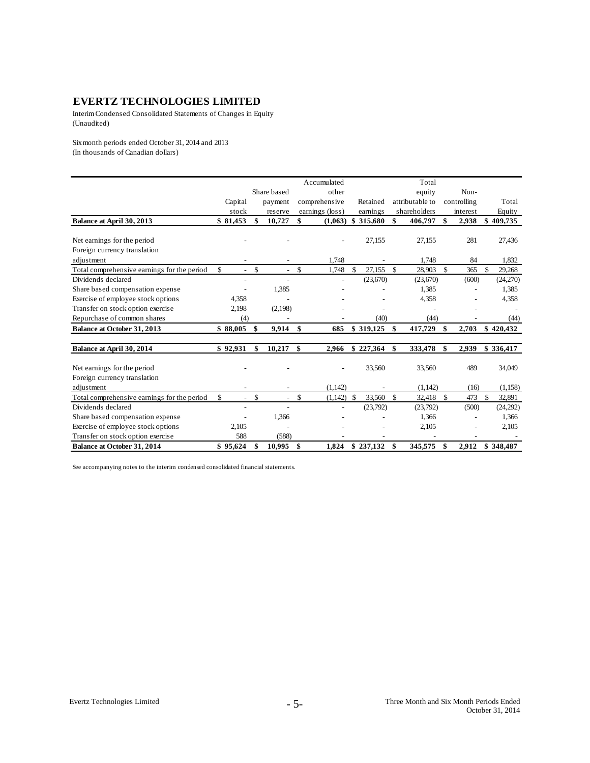# EVERTZ TECHNOLOGIES LIMITED

Interim Condensed Consolidated Statements of Changes in Equity
(Unaudited)

Six month periods ended October 31, 2014 and 2013
(In thousands of Canadian dollars)

| | Capital stock | Share based payment reserve | Accumulated other comprehensive earnings (loss) | Retained earnings | Total equity attributable to shareholders | Non-controlling interest | Total Equity |
|---|---|---|---|---|---|---|---|
| **Balance at April 30, 2013** | **$ 81,453** | **$ 10,727** | **$ (1,063)** | **$ 315,680** | **$ 406,797** | **$ 2,938** | **$ 409,735** |
| Net earnings for the period | - | - | - | 27,155 | 27,155 | 281 | 27,436 |
| Foreign currency translation adjustment | - | - | 1,748 | - | 1,748 | 84 | 1,832 |
| Total comprehensive earnings for the period | $ - | $ - | $ 1,748 | $ 27,155 | $ 28,903 | $ 365 | $ 29,268 |
| Dividends declared | - | - | - | (23,670) | (23,670) | (600) | (24,270) |
| Share based compensation expense | - | 1,385 | - | - | 1,385 | - | 1,385 |
| Exercise of employee stock options | 4,358 | - | - | - | 4,358 | - | 4,358 |
| Transfer on stock option exercise | 2,198 | (2,198) | - | - | - | - | - |
| Repurchase of common shares | (4) | - | - | (40) | (44) | - | (44) |
| **Balance at October 31, 2013** | **$ 88,005** | **$ 9,914** | **$ 685** | **$ 319,125** | **$ 417,729** | **$ 2,703** | **$ 420,432** |
| | | | | | | | |
| **Balance at April 30, 2014** | **$ 92,931** | **$ 10,217** | **$ 2,966** | **$ 227,364** | **$ 333,478** | **$ 2,939** | **$ 336,417** |
| Net earnings for the period | - | - | - | 33,560 | 33,560 | 489 | 34,049 |
| Foreign currency translation adjustment | - | - | (1,142) | - | (1,142) | (16) | (1,158) |
| Total comprehensive earnings for the period | $ - | $ - | $ (1,142) | $ 33,560 | $ 32,418 | $ 473 | $ 32,891 |
| Dividends declared | - | - | - | (23,792) | (23,792) | (500) | (24,292) |
| Share based compensation expense | - | 1,366 | - | - | 1,366 | - | 1,366 |
| Exercise of employee stock options | 2,105 | - | - | - | 2,105 | - | 2,105 |
| Transfer on stock option exercise | 588 | (588) | - | - | - | - | - |
| **Balance at October 31, 2014** | **$ 95,624** | **$ 10,995** | **$ 1,824** | **$ 237,132** | **$ 345,575** | **$ 2,912** | **$ 348,487** |

See accompanying notes to the interim condensed consolidated financial statements.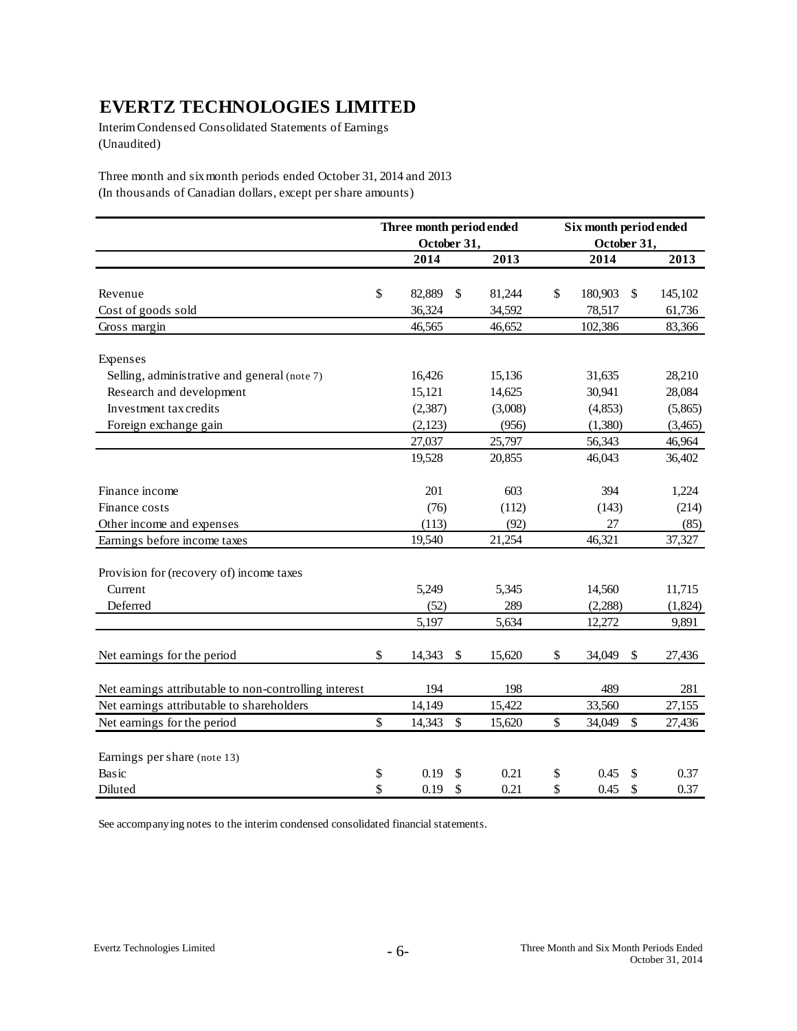# EVERTZ TECHNOLOGIES LIMITED

Interim Condensed Consolidated Statements of Earnings
(Unaudited)

Three month and six month periods ended October 31, 2014 and 2013
(In thousands of Canadian dollars, except per share amounts)

| | Three month period ended October 31, | | Six month period ended October 31, | |
|---|---|---|---|---|
| | 2014 | 2013 | 2014 | 2013 |
| Revenue | $ 82,889 | $ 81,244 | $ 180,903 | $ 145,102 |
| Cost of goods sold | 36,324 | 34,592 | 78,517 | 61,736 |
| Gross margin | 46,565 | 46,652 | 102,386 | 83,366 |
| Expenses | | | | |
| Selling, administrative and general (note 7) | 16,426 | 15,136 | 31,635 | 28,210 |
| Research and development | 15,121 | 14,625 | 30,941 | 28,084 |
| Investment tax credits | (2,387) | (3,008) | (4,853) | (5,865) |
| Foreign exchange gain | (2,123) | (956) | (1,380) | (3,465) |
| | 27,037 | 25,797 | 56,343 | 46,964 |
| | 19,528 | 20,855 | 46,043 | 36,402 |
| Finance income | 201 | 603 | 394 | 1,224 |
| Finance costs | (76) | (112) | (143) | (214) |
| Other income and expenses | (113) | (92) | 27 | (85) |
| Earnings before income taxes | 19,540 | 21,254 | 46,321 | 37,327 |
| Provision for (recovery of) income taxes | | | | |
| Current | 5,249 | 5,345 | 14,560 | 11,715 |
| Deferred | (52) | 289 | (2,288) | (1,824) |
| | 5,197 | 5,634 | 12,272 | 9,891 |
| Net earnings for the period | $ 14,343 | $ 15,620 | $ 34,049 | $ 27,436 |
| Net earnings attributable to non-controlling interest | 194 | 198 | 489 | 281 |
| Net earnings attributable to shareholders | 14,149 | 15,422 | 33,560 | 27,155 |
| Net earnings for the period | $ 14,343 | $ 15,620 | $ 34,049 | $ 27,436 |
| Earnings per share (note 13) | | | | |
| Basic | $ 0.19 | $ 0.21 | $ 0.45 | $ 0.37 |
| Diluted | $ 0.19 | $ 0.21 | $ 0.45 | $ 0.37 |

See accompanying notes to the interim condensed consolidated financial statements.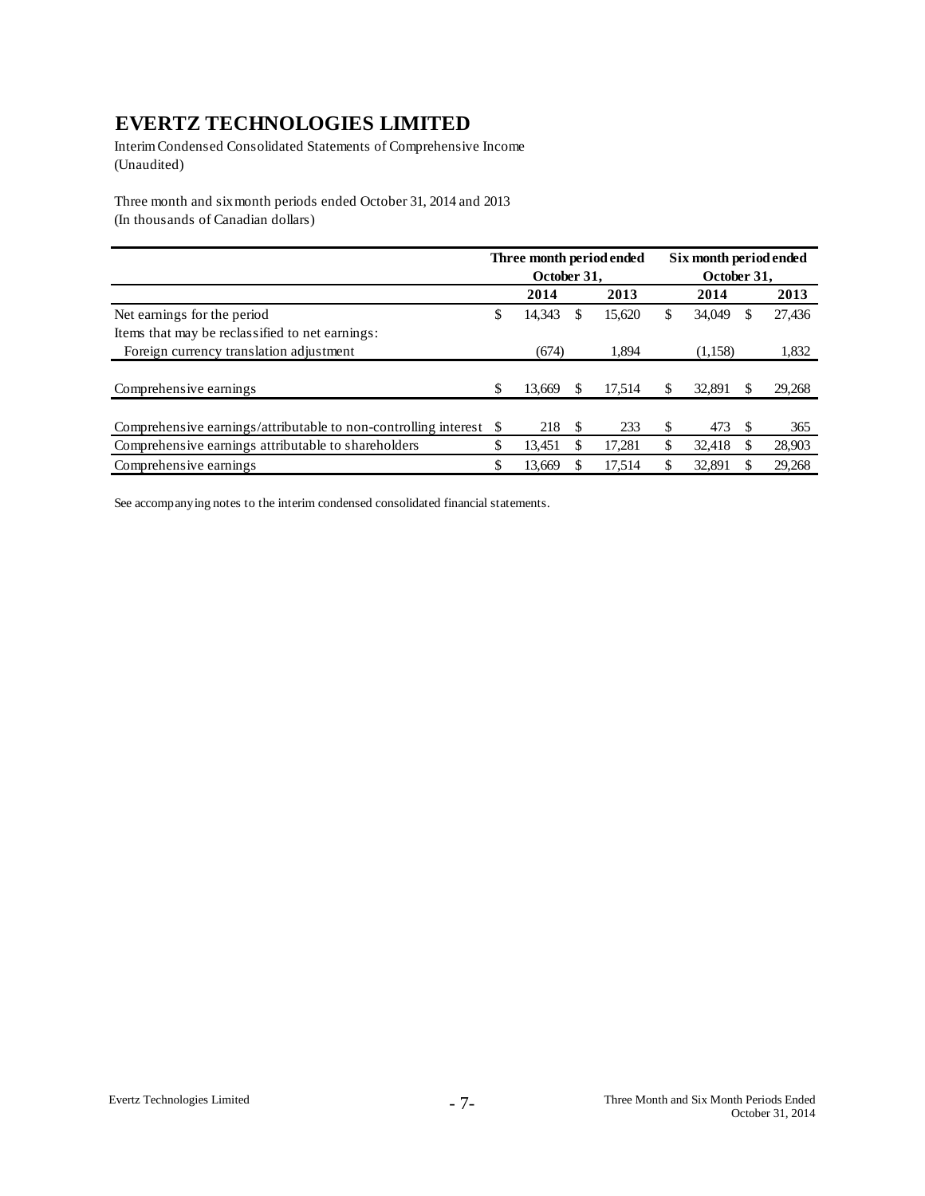# EVERTZ TECHNOLOGIES LIMITED

Interim Condensed Consolidated Statements of Comprehensive Income
(Unaudited)

Three month and six month periods ended October 31, 2014 and 2013
(In thousands of Canadian dollars)

| | Three month period ended October 31, | | Six month period ended October 31, | |
|---|---|---|---|---|
| | 2014 | 2013 | 2014 | 2013 |
| Net earnings for the period | $ 14,343 | $ 15,620 | $ 34,049 | $ 27,436 |
| Items that may be reclassified to net earnings: | | | | |
| Foreign currency translation adjustment | (674) | 1,894 | (1,158) | 1,832 |
| Comprehensive earnings | $ 13,669 | $ 17,514 | $ 32,891 | $ 29,268 |
| Comprehensive earnings/attributable to non-controlling interest | $ 218 | $ 233 | $ 473 | $ 365 |
| Comprehensive earnings attributable to shareholders | $ 13,451 | $ 17,281 | $ 32,418 | $ 28,903 |
| Comprehensive earnings | $ 13,669 | $ 17,514 | $ 32,891 | $ 29,268 |

See accompanying notes to the interim condensed consolidated financial statements.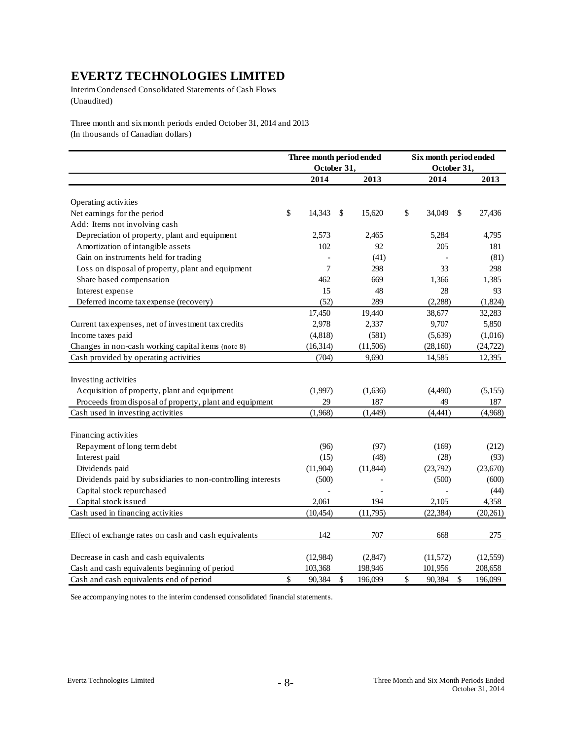# EVERTZ TECHNOLOGIES LIMITED

Interim Condensed Consolidated Statements of Cash Flows
(Unaudited)

Three month and six month periods ended October 31, 2014 and 2013
(In thousands of Canadian dollars)

| | Three month period ended October 31, | | Six month period ended October 31, | |
|---|---|---|---|---|
| | 2014 | 2013 | 2014 | 2013 |
| Operating activities | | | | |
| Net earnings for the period | $ 14,343 | $ 15,620 | $ 34,049 | $ 27,436 |
| Add: Items not involving cash | | | | |
| Depreciation of property, plant and equipment | 2,573 | 2,465 | 5,284 | 4,795 |
| Amortization of intangible assets | 102 | 92 | 205 | 181 |
| Gain on instruments held for trading | - | (41) | - | (81) |
| Loss on disposal of property, plant and equipment | 7 | 298 | 33 | 298 |
| Share based compensation | 462 | 669 | 1,366 | 1,385 |
| Interest expense | 15 | 48 | 28 | 93 |
| Deferred income tax expense (recovery) | (52) | 289 | (2,288) | (1,824) |
| | 17,450 | 19,440 | 38,677 | 32,283 |
| Current tax expenses, net of investment tax credits | 2,978 | 2,337 | 9,707 | 5,850 |
| Income taxes paid | (4,818) | (581) | (5,639) | (1,016) |
| Changes in non-cash working capital items (note 8) | (16,314) | (11,506) | (28,160) | (24,722) |
| Cash provided by operating activities | (704) | 9,690 | 14,585 | 12,395 |
| Investing activities | | | | |
| Acquisition of property, plant and equipment | (1,997) | (1,636) | (4,490) | (5,155) |
| Proceeds from disposal of property, plant and equipment | 29 | 187 | 49 | 187 |
| Cash used in investing activities | (1,968) | (1,449) | (4,441) | (4,968) |
| Financing activities | | | | |
| Repayment of long term debt | (96) | (97) | (169) | (212) |
| Interest paid | (15) | (48) | (28) | (93) |
| Dividends paid | (11,904) | (11,844) | (23,792) | (23,670) |
| Dividends paid by subsidiaries to non-controlling interests | (500) | - | (500) | (600) |
| Capital stock repurchased | - | - | - | (44) |
| Capital stock issued | 2,061 | 194 | 2,105 | 4,358 |
| Cash used in financing activities | (10,454) | (11,795) | (22,384) | (20,261) |
| Effect of exchange rates on cash and cash equivalents | 142 | 707 | 668 | 275 |
| Decrease in cash and cash equivalents | (12,984) | (2,847) | (11,572) | (12,559) |
| Cash and cash equivalents beginning of period | 103,368 | 198,946 | 101,956 | 208,658 |
| Cash and cash equivalents end of period | $ 90,384 | $ 196,099 | $ 90,384 | $ 196,099 |

See accompanying notes to the interim condensed consolidated financial statements.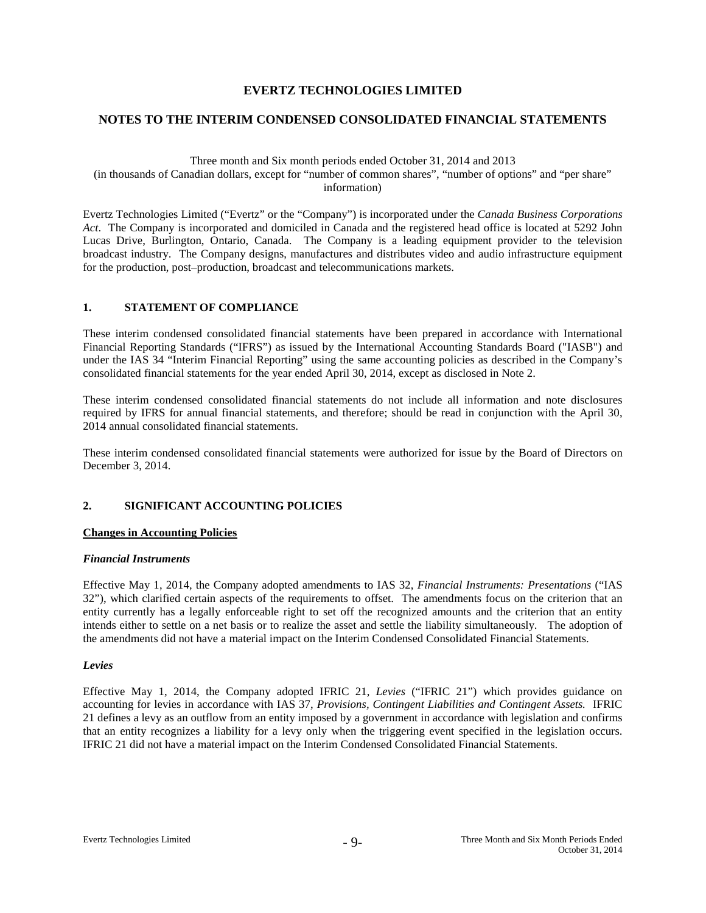# EVERTZ TECHNOLOGIES LIMITED

## NOTES TO THE INTERIM CONDENSED CONSOLIDATED FINANCIAL STATEMENTS

Three month and Six month periods ended October 31, 2014 and 2013
(in thousands of Canadian dollars, except for "number of common shares", "number of options" and "per share" information)

Evertz Technologies Limited ("Evertz" or the "Company") is incorporated under the *Canada Business Corporations Act*. The Company is incorporated and domiciled in Canada and the registered head office is located at 5292 John Lucas Drive, Burlington, Ontario, Canada. The Company is a leading equipment provider to the television broadcast industry. The Company designs, manufactures and distributes video and audio infrastructure equipment for the production, post–production, broadcast and telecommunications markets.

### 1. STATEMENT OF COMPLIANCE

These interim condensed consolidated financial statements have been prepared in accordance with International Financial Reporting Standards ("IFRS") as issued by the International Accounting Standards Board ("IASB") and under the IAS 34 "Interim Financial Reporting" using the same accounting policies as described in the Company's consolidated financial statements for the year ended April 30, 2014, except as disclosed in Note 2.

These interim condensed consolidated financial statements do not include all information and note disclosures required by IFRS for annual financial statements, and therefore; should be read in conjunction with the April 30, 2014 annual consolidated financial statements.

These interim condensed consolidated financial statements were authorized for issue by the Board of Directors on December 3, 2014.

### 2. SIGNIFICANT ACCOUNTING POLICIES

**Changes in Accounting Policies**

***Financial Instruments***

Effective May 1, 2014, the Company adopted amendments to IAS 32, *Financial Instruments: Presentations* ("IAS 32"), which clarified certain aspects of the requirements to offset. The amendments focus on the criterion that an entity currently has a legally enforceable right to set off the recognized amounts and the criterion that an entity intends either to settle on a net basis or to realize the asset and settle the liability simultaneously. The adoption of the amendments did not have a material impact on the Interim Condensed Consolidated Financial Statements.

***Levies***

Effective May 1, 2014, the Company adopted IFRIC 21, *Levies* ("IFRIC 21") which provides guidance on accounting for levies in accordance with IAS 37, *Provisions, Contingent Liabilities and Contingent Assets.* IFRIC 21 defines a levy as an outflow from an entity imposed by a government in accordance with legislation and confirms that an entity recognizes a liability for a levy only when the triggering event specified in the legislation occurs. IFRIC 21 did not have a material impact on the Interim Condensed Consolidated Financial Statements.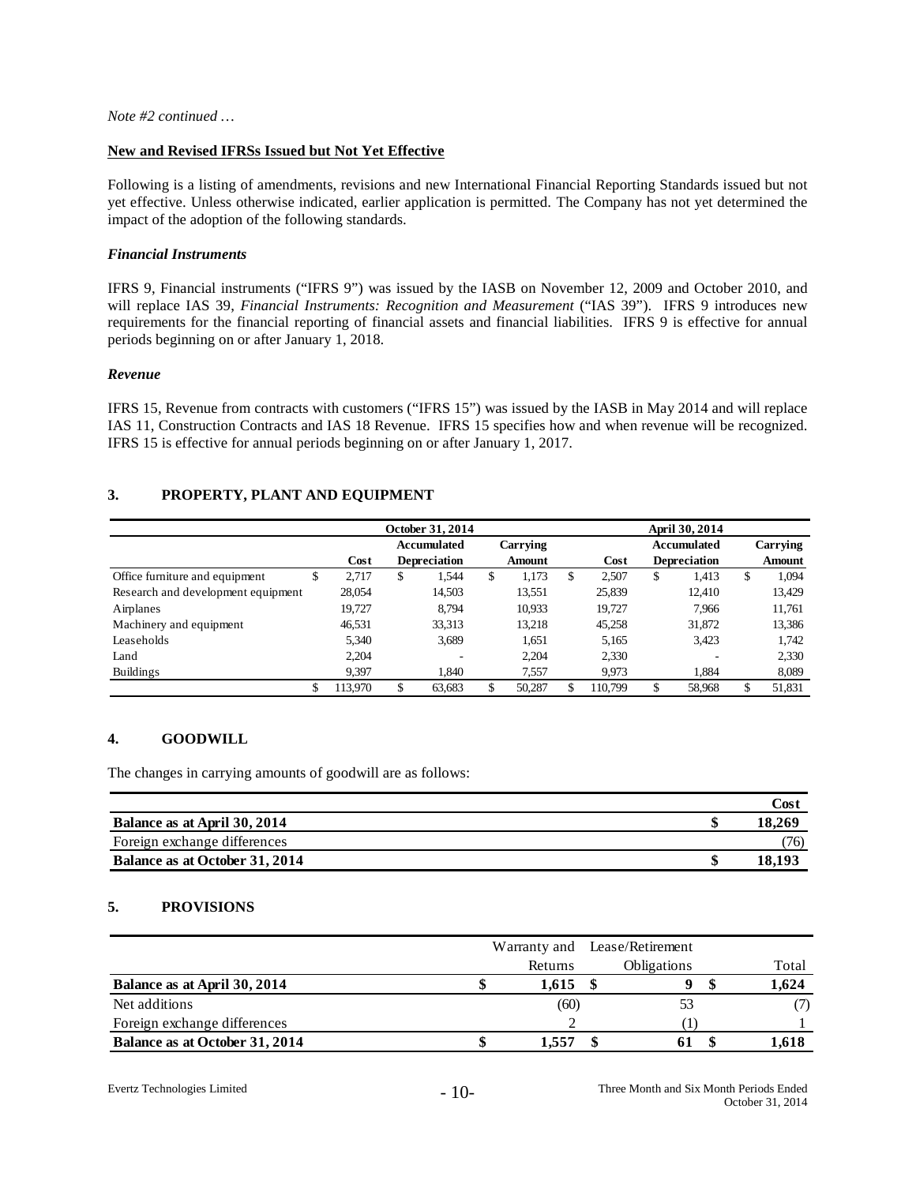*Note #2 continued …*

**New and Revised IFRSs Issued but Not Yet Effective**

Following is a listing of amendments, revisions and new International Financial Reporting Standards issued but not yet effective. Unless otherwise indicated, earlier application is permitted. The Company has not yet determined the impact of the adoption of the following standards.

***Financial Instruments***

IFRS 9, Financial instruments ("IFRS 9") was issued by the IASB on November 12, 2009 and October 2010, and will replace IAS 39, *Financial Instruments: Recognition and Measurement* ("IAS 39"). IFRS 9 introduces new requirements for the financial reporting of financial assets and financial liabilities. IFRS 9 is effective for annual periods beginning on or after January 1, 2018.

***Revenue***

IFRS 15, Revenue from contracts with customers ("IFRS 15") was issued by the IASB in May 2014 and will replace IAS 11, Construction Contracts and IAS 18 Revenue. IFRS 15 specifies how and when revenue will be recognized. IFRS 15 is effective for annual periods beginning on or after January 1, 2017.

## 3. PROPERTY, PLANT AND EQUIPMENT

| | October 31, 2014 | | | April 30, 2014 | | |
|---|---|---|---|---|---|---|
| | Cost | Accumulated Depreciation | Carrying Amount | Cost | Accumulated Depreciation | Carrying Amount |
| Office furniture and equipment | $ 2,717 | $ 1,544 | $ 1,173 | $ 2,507 | $ 1,413 | $ 1,094 |
| Research and development equipment | 28,054 | 14,503 | 13,551 | 25,839 | 12,410 | 13,429 |
| Airplanes | 19,727 | 8,794 | 10,933 | 19,727 | 7,966 | 11,761 |
| Machinery and equipment | 46,531 | 33,313 | 13,218 | 45,258 | 31,872 | 13,386 |
| Leaseholds | 5,340 | 3,689 | 1,651 | 5,165 | 3,423 | 1,742 |
| Land | 2,204 | - | 2,204 | 2,330 | - | 2,330 |
| Buildings | 9,397 | 1,840 | 7,557 | 9,973 | 1,884 | 8,089 |
| | $ 113,970 | $ 63,683 | $ 50,287 | $ 110,799 | $ 58,968 | $ 51,831 |

## 4. GOODWILL

The changes in carrying amounts of goodwill are as follows:

| | Cost |
|---|---|
| **Balance as at April 30, 2014** | **$ 18,269** |
| Foreign exchange differences | (76) |
| **Balance as at October 31, 2014** | **$ 18,193** |

## 5. PROVISIONS

| | Warranty and Returns | Lease/Retirement Obligations | Total |
|---|---|---|---|
| **Balance as at April 30, 2014** | **$ 1,615** | **$ 9** | **$ 1,624** |
| Net additions | (60) | 53 | (7) |
| Foreign exchange differences | 2 | (1) | 1 |
| **Balance as at October 31, 2014** | **$ 1,557** | **$ 61** | **$ 1,618** |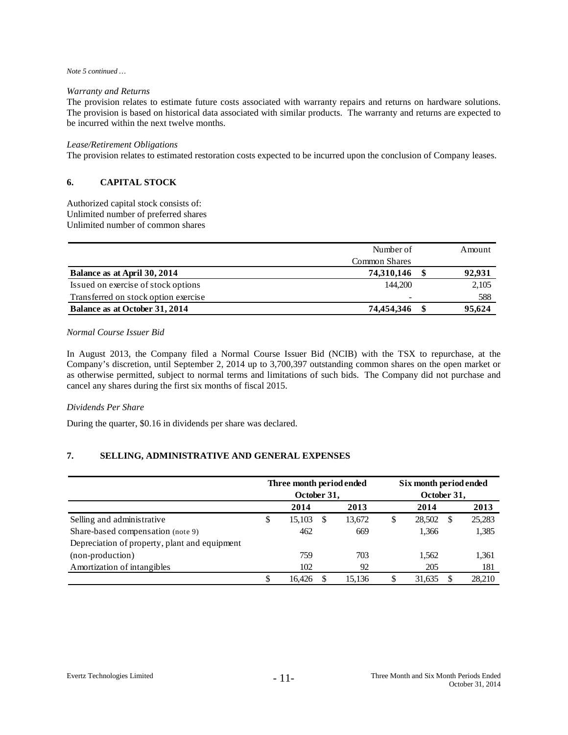*Note 5 continued …*

*Warranty and Returns*

The provision relates to estimate future costs associated with warranty repairs and returns on hardware solutions. The provision is based on historical data associated with similar products. The warranty and returns are expected to be incurred within the next twelve months.

*Lease/Retirement Obligations*

The provision relates to estimated restoration costs expected to be incurred upon the conclusion of Company leases.

## 6. CAPITAL STOCK

Authorized capital stock consists of:
Unlimited number of preferred shares
Unlimited number of common shares

| | Number of Common Shares | Amount |
|---|---|---|
| **Balance as at April 30, 2014** | **74,310,146** | **$ 92,931** |
| Issued on exercise of stock options | 144,200 | 2,105 |
| Transferred on stock option exercise | - | 588 |
| **Balance as at October 31, 2014** | **74,454,346** | **$ 95,624** |

*Normal Course Issuer Bid*

In August 2013, the Company filed a Normal Course Issuer Bid (NCIB) with the TSX to repurchase, at the Company's discretion, until September 2, 2014 up to 3,700,397 outstanding common shares on the open market or as otherwise permitted, subject to normal terms and limitations of such bids. The Company did not purchase and cancel any shares during the first six months of fiscal 2015.

*Dividends Per Share*

During the quarter, $0.16 in dividends per share was declared.

## 7. SELLING, ADMINISTRATIVE AND GENERAL EXPENSES

| | Three month period ended October 31, | | Six month period ended October 31, | |
|---|---|---|---|---|
| | **2014** | **2013** | **2014** | **2013** |
| Selling and administrative | $ 15,103 | $ 13,672 | $ 28,502 | $ 25,283 |
| Share-based compensation (note 9) | 462 | 669 | 1,366 | 1,385 |
| Depreciation of property, plant and equipment (non-production) | 759 | 703 | 1,562 | 1,361 |
| Amortization of intangibles | 102 | 92 | 205 | 181 |
| | $ 16,426 | $ 15,136 | $ 31,635 | $ 28,210 |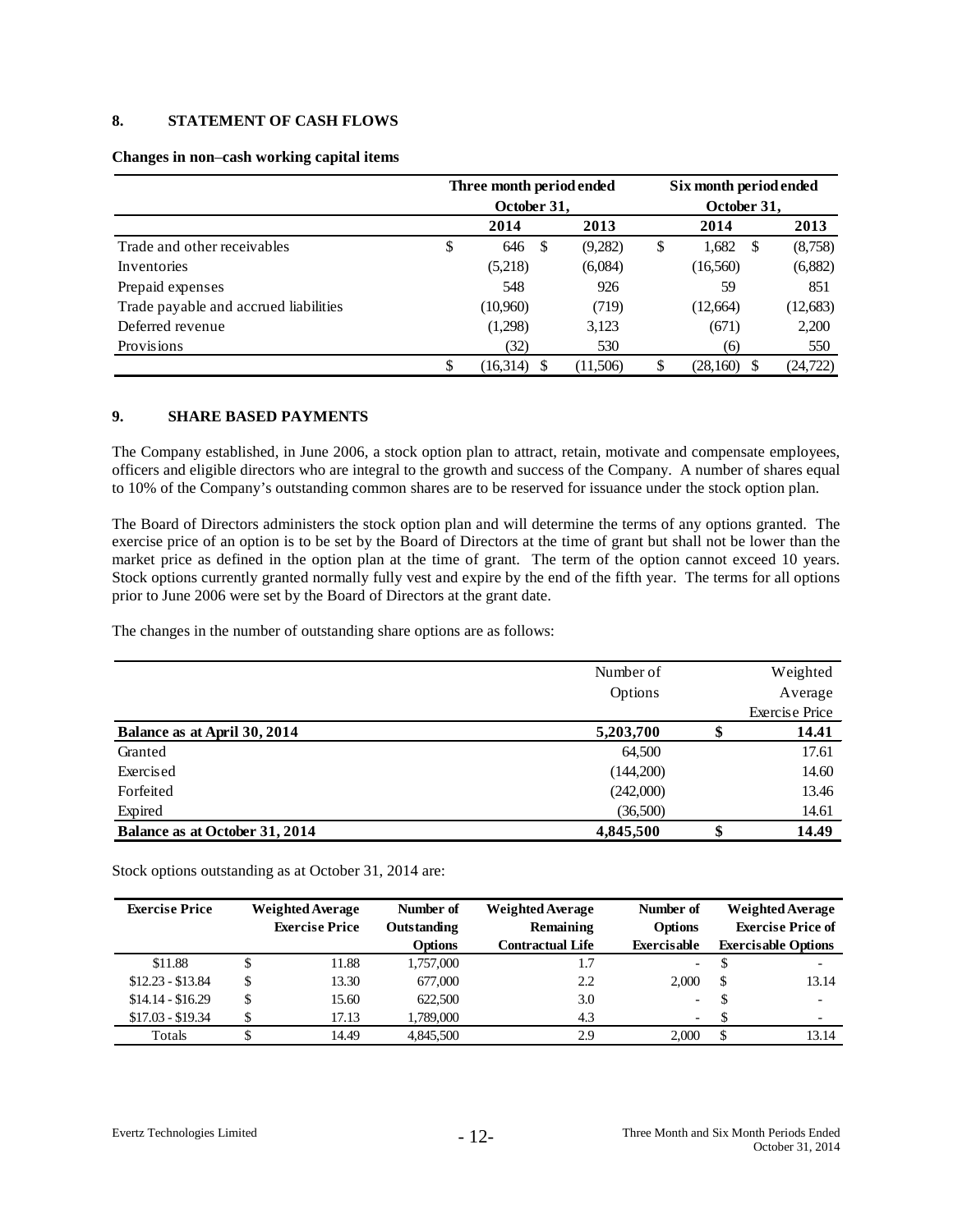## 8. STATEMENT OF CASH FLOWS

**Changes in non–cash working capital items**

| | Three month period ended October 31, | | Six month period ended October 31, | |
|---|---|---|---|---|
| | **2014** | **2013** | **2014** | **2013** |
| Trade and other receivables | $ 646 | $ (9,282) | $ 1,682 | $ (8,758) |
| Inventories | (5,218) | (6,084) | (16,560) | (6,882) |
| Prepaid expenses | 548 | 926 | 59 | 851 |
| Trade payable and accrued liabilities | (10,960) | (719) | (12,664) | (12,683) |
| Deferred revenue | (1,298) | 3,123 | (671) | 2,200 |
| Provisions | (32) | 530 | (6) | 550 |
| | $ (16,314) | $ (11,506) | $ (28,160) | $ (24,722) |

## 9. SHARE BASED PAYMENTS

The Company established, in June 2006, a stock option plan to attract, retain, motivate and compensate employees, officers and eligible directors who are integral to the growth and success of the Company. A number of shares equal to 10% of the Company's outstanding common shares are to be reserved for issuance under the stock option plan.

The Board of Directors administers the stock option plan and will determine the terms of any options granted. The exercise price of an option is to be set by the Board of Directors at the time of grant but shall not be lower than the market price as defined in the option plan at the time of grant. The term of the option cannot exceed 10 years. Stock options currently granted normally fully vest and expire by the end of the fifth year. The terms for all options prior to June 2006 were set by the Board of Directors at the grant date.

The changes in the number of outstanding share options are as follows:

| | Number of Options | Weighted Average Exercise Price |
|---|---|---|
| **Balance as at April 30, 2014** | **5,203,700** | **$ 14.41** |
| Granted | 64,500 | 17.61 |
| Exercised | (144,200) | 14.60 |
| Forfeited | (242,000) | 13.46 |
| Expired | (36,500) | 14.61 |
| **Balance as at October 31, 2014** | **4,845,500** | **$ 14.49** |

Stock options outstanding as at October 31, 2014 are:

| Exercise Price | Weighted Average Exercise Price | Number of Outstanding Options | Weighted Average Remaining Contractual Life | Number of Options Exercisable | Weighted Average Exercise Price of Exercisable Options |
|---|---|---|---|---|---|
| $11.88 | $ 11.88 | 1,757,000 | 1.7 | - | $ - |
| $12.23 - $13.84 | $ 13.30 | 677,000 | 2.2 | 2,000 | $ 13.14 |
| $14.14 - $16.29 | $ 15.60 | 622,500 | 3.0 | - | $ - |
| $17.03 - $19.34 | $ 17.13 | 1,789,000 | 4.3 | - | $ - |
| Totals | $ 14.49 | 4,845,500 | 2.9 | 2,000 | $ 13.14 |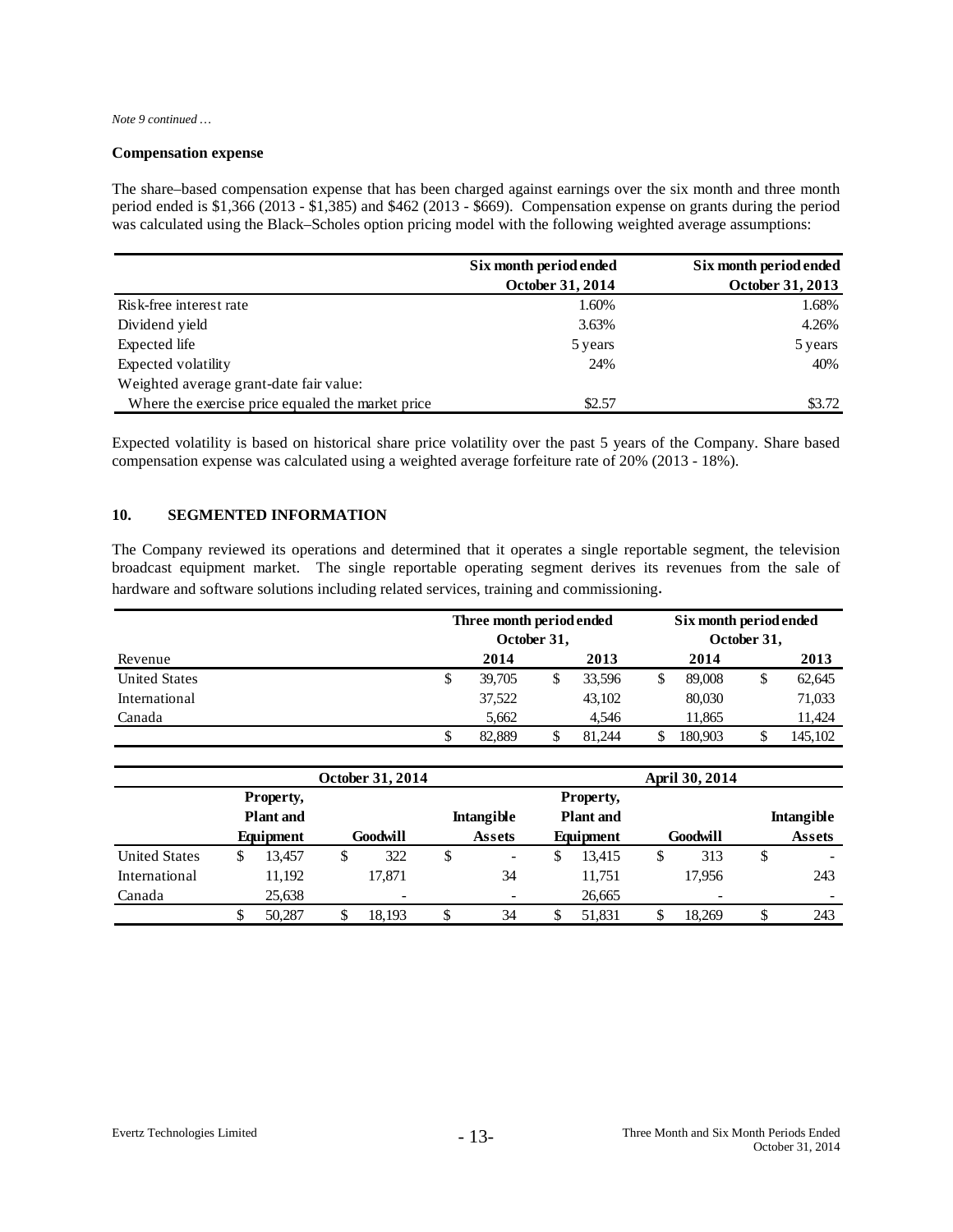*Note 9 continued …*

**Compensation expense**

The share–based compensation expense that has been charged against earnings over the six month and three month period ended is $1,366 (2013 - $1,385) and $462 (2013 - $669). Compensation expense on grants during the period was calculated using the Black–Scholes option pricing model with the following weighted average assumptions:

| | Six month period ended October 31, 2014 | Six month period ended October 31, 2013 |
|---|---|---|
| Risk-free interest rate | 1.60% | 1.68% |
| Dividend yield | 3.63% | 4.26% |
| Expected life | 5 years | 5 years |
| Expected volatility | 24% | 40% |
| Weighted average grant-date fair value: | | |
| Where the exercise price equaled the market price | $2.57 | $3.72 |

Expected volatility is based on historical share price volatility over the past 5 years of the Company. Share based compensation expense was calculated using a weighted average forfeiture rate of 20% (2013 - 18%).

## 10. SEGMENTED INFORMATION

The Company reviewed its operations and determined that it operates a single reportable segment, the television broadcast equipment market. The single reportable operating segment derives its revenues from the sale of hardware and software solutions including related services, training and commissioning.

| | Three month period ended October 31, | | Six month period ended October 31, | |
|---|---|---|---|---|
| Revenue | 2014 | 2013 | 2014 | 2013 |
| United States | $ 39,705 | $ 33,596 | $ 89,008 | $ 62,645 |
| International | 37,522 | 43,102 | 80,030 | 71,033 |
| Canada | 5,662 | 4,546 | 11,865 | 11,424 |
| | $ 82,889 | $ 81,244 | $ 180,903 | $ 145,102 |

| | October 31, 2014 | | | April 30, 2014 | | |
|---|---|---|---|---|---|---|
| | Property, Plant and Equipment | Goodwill | Intangible Assets | Property, Plant and Equipment | Goodwill | Intangible Assets |
| United States | $ 13,457 | $ 322 | $ - | $ 13,415 | $ 313 | $ - |
| International | 11,192 | 17,871 | 34 | 11,751 | 17,956 | 243 |
| Canada | 25,638 | - | - | 26,665 | - | - |
| | $ 50,287 | $ 18,193 | $ 34 | $ 51,831 | $ 18,269 | $ 243 |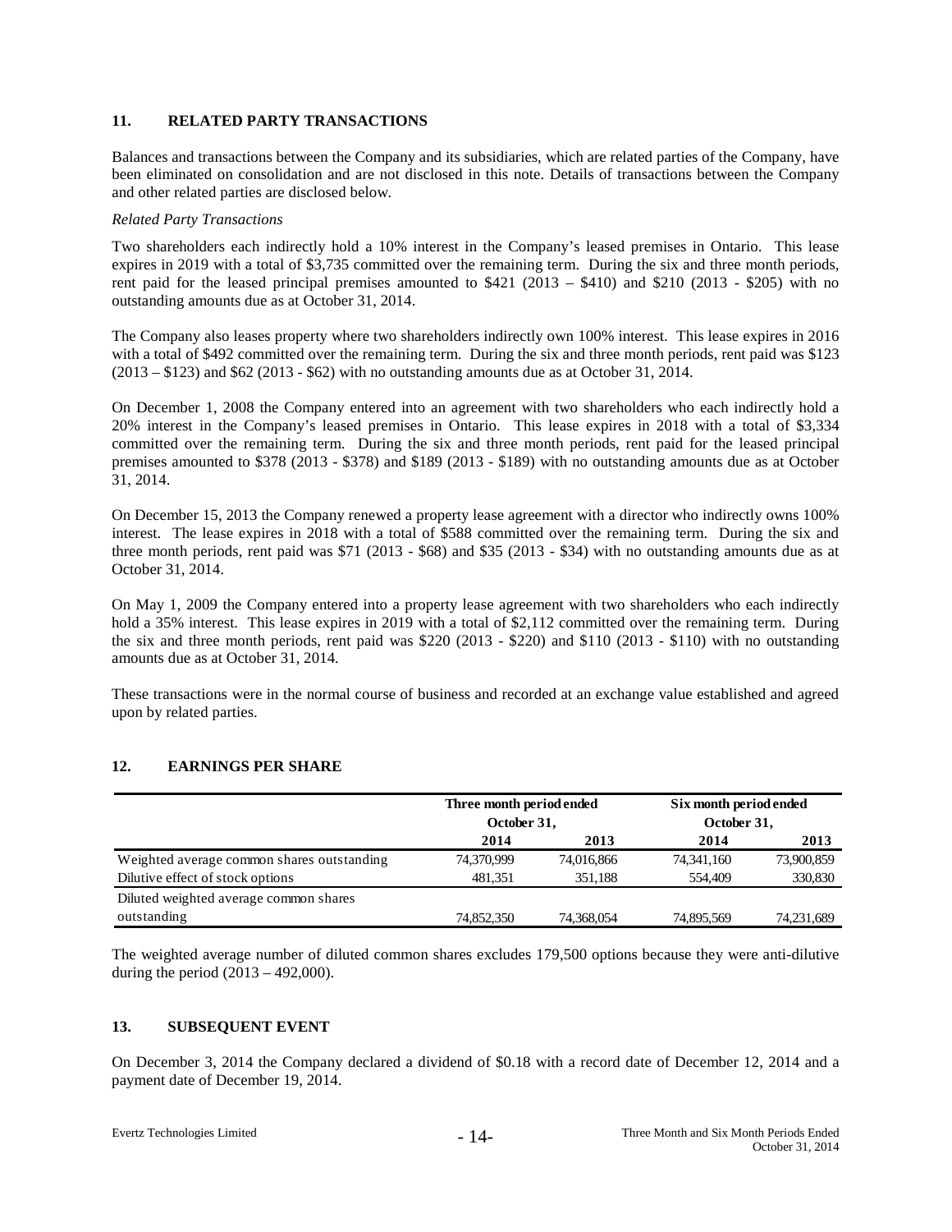## 11. RELATED PARTY TRANSACTIONS

Balances and transactions between the Company and its subsidiaries, which are related parties of the Company, have been eliminated on consolidation and are not disclosed in this note. Details of transactions between the Company and other related parties are disclosed below.

*Related Party Transactions*

Two shareholders each indirectly hold a 10% interest in the Company's leased premises in Ontario. This lease expires in 2019 with a total of $3,735 committed over the remaining term. During the six and three month periods, rent paid for the leased principal premises amounted to $421 (2013 – $410) and $210 (2013 - $205) with no outstanding amounts due as at October 31, 2014.

The Company also leases property where two shareholders indirectly own 100% interest. This lease expires in 2016 with a total of $492 committed over the remaining term. During the six and three month periods, rent paid was $123 (2013 – $123) and $62 (2013 - $62) with no outstanding amounts due as at October 31, 2014.

On December 1, 2008 the Company entered into an agreement with two shareholders who each indirectly hold a 20% interest in the Company's leased premises in Ontario. This lease expires in 2018 with a total of $3,334 committed over the remaining term. During the six and three month periods, rent paid for the leased principal premises amounted to $378 (2013 - $378) and $189 (2013 - $189) with no outstanding amounts due as at October 31, 2014.

On December 15, 2013 the Company renewed a property lease agreement with a director who indirectly owns 100% interest. The lease expires in 2018 with a total of $588 committed over the remaining term. During the six and three month periods, rent paid was $71 (2013 - $68) and $35 (2013 - $34) with no outstanding amounts due as at October 31, 2014.

On May 1, 2009 the Company entered into a property lease agreement with two shareholders who each indirectly hold a 35% interest. This lease expires in 2019 with a total of $2,112 committed over the remaining term. During the six and three month periods, rent paid was $220 (2013 - $220) and $110 (2013 - $110) with no outstanding amounts due as at October 31, 2014.

These transactions were in the normal course of business and recorded at an exchange value established and agreed upon by related parties.

## 12. EARNINGS PER SHARE

| | Three month period ended October 31, | | Six month period ended October 31, | |
|---|---|---|---|---|
| | 2014 | 2013 | 2014 | 2013 |
| Weighted average common shares outstanding | 74,370,999 | 74,016,866 | 74,341,160 | 73,900,859 |
| Dilutive effect of stock options | 481,351 | 351,188 | 554,409 | 330,830 |
| Diluted weighted average common shares outstanding | 74,852,350 | 74,368,054 | 74,895,569 | 74,231,689 |

The weighted average number of diluted common shares excludes 179,500 options because they were anti-dilutive during the period (2013 – 492,000).

## 13. SUBSEQUENT EVENT

On December 3, 2014 the Company declared a dividend of $0.18 with a record date of December 12, 2014 and a payment date of December 19, 2014.